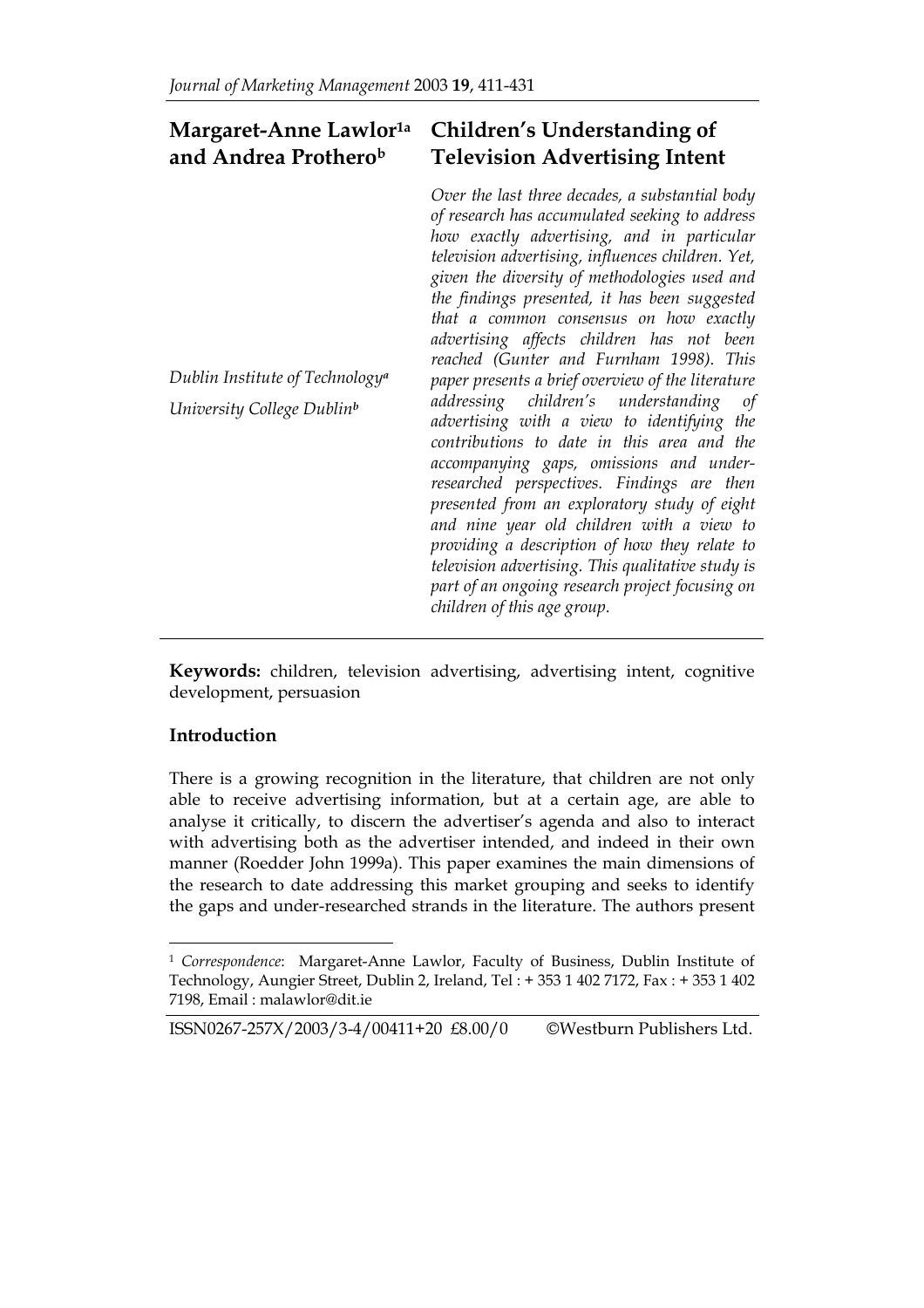# Children's Understanding of Television Advertising Intent

**Margaret-Anne Lawlor[1a] and Andrea Prothero[b]**

*Dublin Institute of Technology[a]*

*University College Dublin[b]*

*Over the last three decades, a substantial body of research has accumulated seeking to address how exactly advertising, and in particular television advertising, influences children. Yet, given the diversity of methodologies used and the findings presented, it has been suggested that a common consensus on how exactly advertising affects children has not been reached (Gunter and Furnham 1998). This paper presents a brief overview of the literature addressing children's understanding of advertising with a view to identifying the contributions to date in this area and the accompanying gaps, omissions and under-researched perspectives. Findings are then presented from an exploratory study of eight and nine year old children with a view to providing a description of how they relate to television advertising. This qualitative study is part of an ongoing research project focusing on children of this age group.*

**Keywords:** children, television advertising, advertising intent, cognitive development, persuasion

## Introduction

There is a growing recognition in the literature, that children are not only able to receive advertising information, but at a certain age, are able to analyse it critically, to discern the advertiser's agenda and also to interact with advertising both as the advertiser intended, and indeed in their own manner (Roedder John 1999a). This paper examines the main dimensions of the research to date addressing this market grouping and seeks to identify the gaps and under-researched strands in the literature. The authors present

---

[1] *Correspondence*: Margaret-Anne Lawlor, Faculty of Business, Dublin Institute of Technology, Aungier Street, Dublin 2, Ireland, Tel : + 353 1 402 7172, Fax : + 353 1 402 7198, Email : malawlor@dit.ie

ISSN0267-257X/2003/3-4/00411+20 £8.00/0 ©Westburn Publishers Ltd.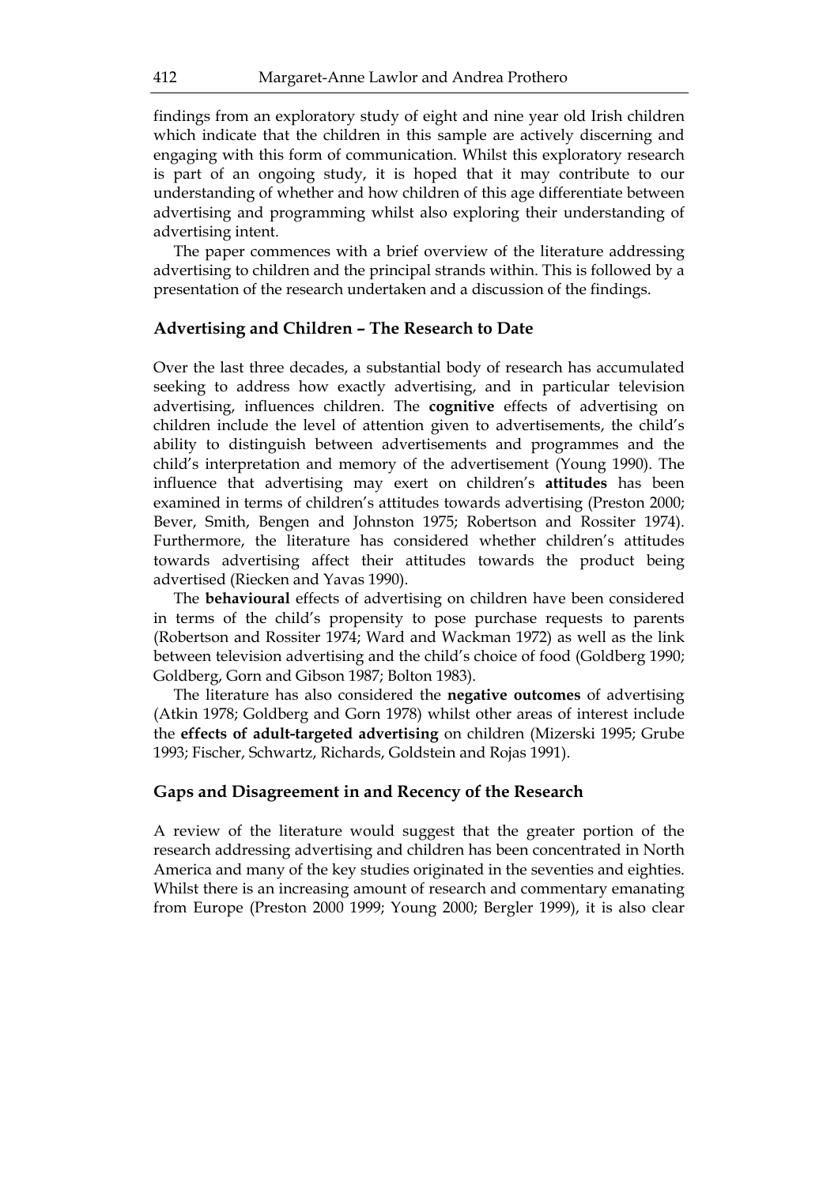findings from an exploratory study of eight and nine year old Irish children which indicate that the children in this sample are actively discerning and engaging with this form of communication. Whilst this exploratory research is part of an ongoing study, it is hoped that it may contribute to our understanding of whether and how children of this age differentiate between advertising and programming whilst also exploring their understanding of advertising intent.

The paper commences with a brief overview of the literature addressing advertising to children and the principal strands within. This is followed by a presentation of the research undertaken and a discussion of the findings.

## Advertising and Children – The Research to Date

Over the last three decades, a substantial body of research has accumulated seeking to address how exactly advertising, and in particular television advertising, influences children. The **cognitive** effects of advertising on children include the level of attention given to advertisements, the child's ability to distinguish between advertisements and programmes and the child's interpretation and memory of the advertisement (Young 1990). The influence that advertising may exert on children's **attitudes** has been examined in terms of children's attitudes towards advertising (Preston 2000; Bever, Smith, Bengen and Johnston 1975; Robertson and Rossiter 1974). Furthermore, the literature has considered whether children's attitudes towards advertising affect their attitudes towards the product being advertised (Riecken and Yavas 1990).

The **behavioural** effects of advertising on children have been considered in terms of the child's propensity to pose purchase requests to parents (Robertson and Rossiter 1974; Ward and Wackman 1972) as well as the link between television advertising and the child's choice of food (Goldberg 1990; Goldberg, Gorn and Gibson 1987; Bolton 1983).

The literature has also considered the **negative outcomes** of advertising (Atkin 1978; Goldberg and Gorn 1978) whilst other areas of interest include the **effects of adult-targeted advertising** on children (Mizerski 1995; Grube 1993; Fischer, Schwartz, Richards, Goldstein and Rojas 1991).

## Gaps and Disagreement in and Recency of the Research

A review of the literature would suggest that the greater portion of the research addressing advertising and children has been concentrated in North America and many of the key studies originated in the seventies and eighties. Whilst there is an increasing amount of research and commentary emanating from Europe (Preston 2000 1999; Young 2000; Bergler 1999), it is also clear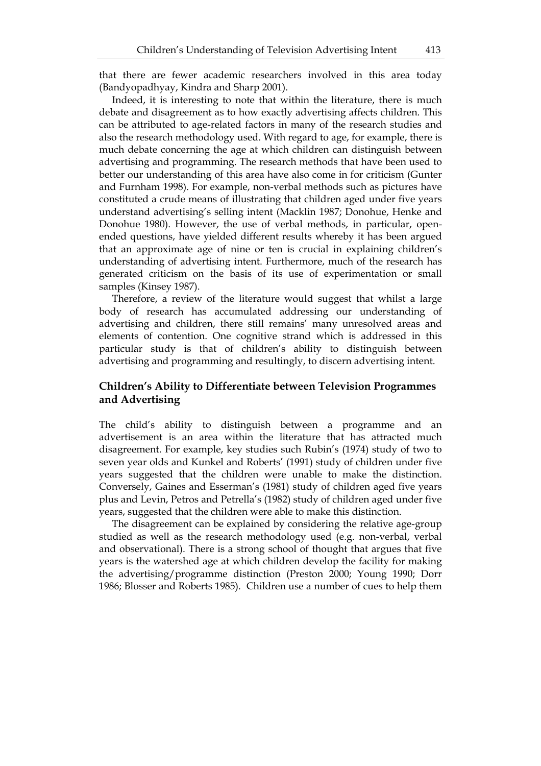that there are fewer academic researchers involved in this area today (Bandyopadhyay, Kindra and Sharp 2001).

Indeed, it is interesting to note that within the literature, there is much debate and disagreement as to how exactly advertising affects children. This can be attributed to age-related factors in many of the research studies and also the research methodology used. With regard to age, for example, there is much debate concerning the age at which children can distinguish between advertising and programming. The research methods that have been used to better our understanding of this area have also come in for criticism (Gunter and Furnham 1998). For example, non-verbal methods such as pictures have constituted a crude means of illustrating that children aged under five years understand advertising's selling intent (Macklin 1987; Donohue, Henke and Donohue 1980). However, the use of verbal methods, in particular, open-ended questions, have yielded different results whereby it has been argued that an approximate age of nine or ten is crucial in explaining children's understanding of advertising intent. Furthermore, much of the research has generated criticism on the basis of its use of experimentation or small samples (Kinsey 1987).

Therefore, a review of the literature would suggest that whilst a large body of research has accumulated addressing our understanding of advertising and children, there still remains' many unresolved areas and elements of contention. One cognitive strand which is addressed in this particular study is that of children's ability to distinguish between advertising and programming and resultingly, to discern advertising intent.

## Children's Ability to Differentiate between Television Programmes and Advertising

The child's ability to distinguish between a programme and an advertisement is an area within the literature that has attracted much disagreement. For example, key studies such Rubin's (1974) study of two to seven year olds and Kunkel and Roberts' (1991) study of children under five years suggested that the children were unable to make the distinction. Conversely, Gaines and Esserman's (1981) study of children aged five years plus and Levin, Petros and Petrella's (1982) study of children aged under five years, suggested that the children were able to make this distinction.

The disagreement can be explained by considering the relative age-group studied as well as the research methodology used (e.g. non-verbal, verbal and observational). There is a strong school of thought that argues that five years is the watershed age at which children develop the facility for making the advertising/programme distinction (Preston 2000; Young 1990; Dorr 1986; Blosser and Roberts 1985). Children use a number of cues to help them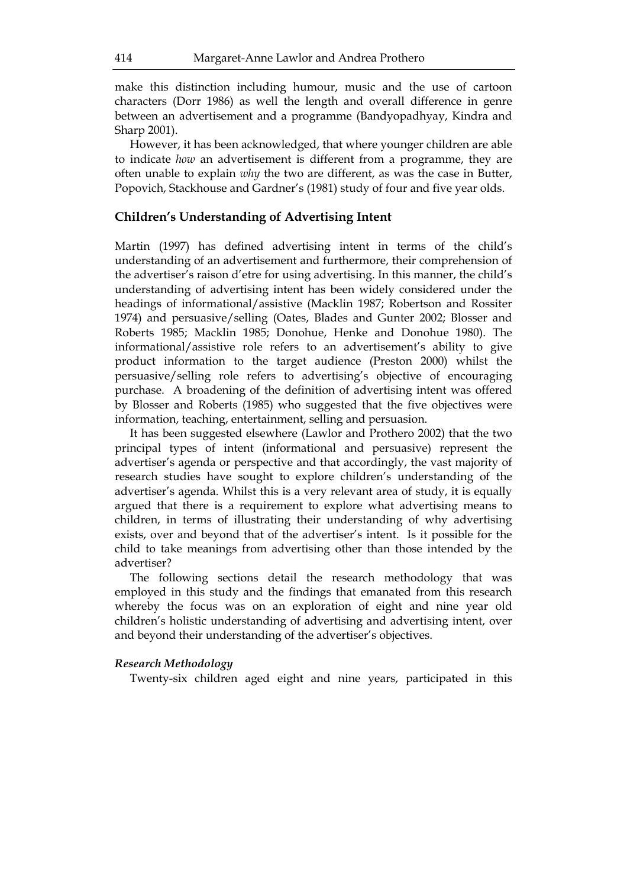make this distinction including humour, music and the use of cartoon characters (Dorr 1986) as well the length and overall difference in genre between an advertisement and a programme (Bandyopadhyay, Kindra and Sharp 2001).

However, it has been acknowledged, that where younger children are able to indicate *how* an advertisement is different from a programme, they are often unable to explain *why* the two are different, as was the case in Butter, Popovich, Stackhouse and Gardner's (1981) study of four and five year olds.

## Children's Understanding of Advertising Intent

Martin (1997) has defined advertising intent in terms of the child's understanding of an advertisement and furthermore, their comprehension of the advertiser's raison d'etre for using advertising. In this manner, the child's understanding of advertising intent has been widely considered under the headings of informational/assistive (Macklin 1987; Robertson and Rossiter 1974) and persuasive/selling (Oates, Blades and Gunter 2002; Blosser and Roberts 1985; Macklin 1985; Donohue, Henke and Donohue 1980). The informational/assistive role refers to an advertisement's ability to give product information to the target audience (Preston 2000) whilst the persuasive/selling role refers to advertising's objective of encouraging purchase. A broadening of the definition of advertising intent was offered by Blosser and Roberts (1985) who suggested that the five objectives were information, teaching, entertainment, selling and persuasion.

It has been suggested elsewhere (Lawlor and Prothero 2002) that the two principal types of intent (informational and persuasive) represent the advertiser's agenda or perspective and that accordingly, the vast majority of research studies have sought to explore children's understanding of the advertiser's agenda. Whilst this is a very relevant area of study, it is equally argued that there is a requirement to explore what advertising means to children, in terms of illustrating their understanding of why advertising exists, over and beyond that of the advertiser's intent. Is it possible for the child to take meanings from advertising other than those intended by the advertiser?

The following sections detail the research methodology that was employed in this study and the findings that emanated from this research whereby the focus was on an exploration of eight and nine year old children's holistic understanding of advertising and advertising intent, over and beyond their understanding of the advertiser's objectives.

### *Research Methodology*

Twenty-six children aged eight and nine years, participated in this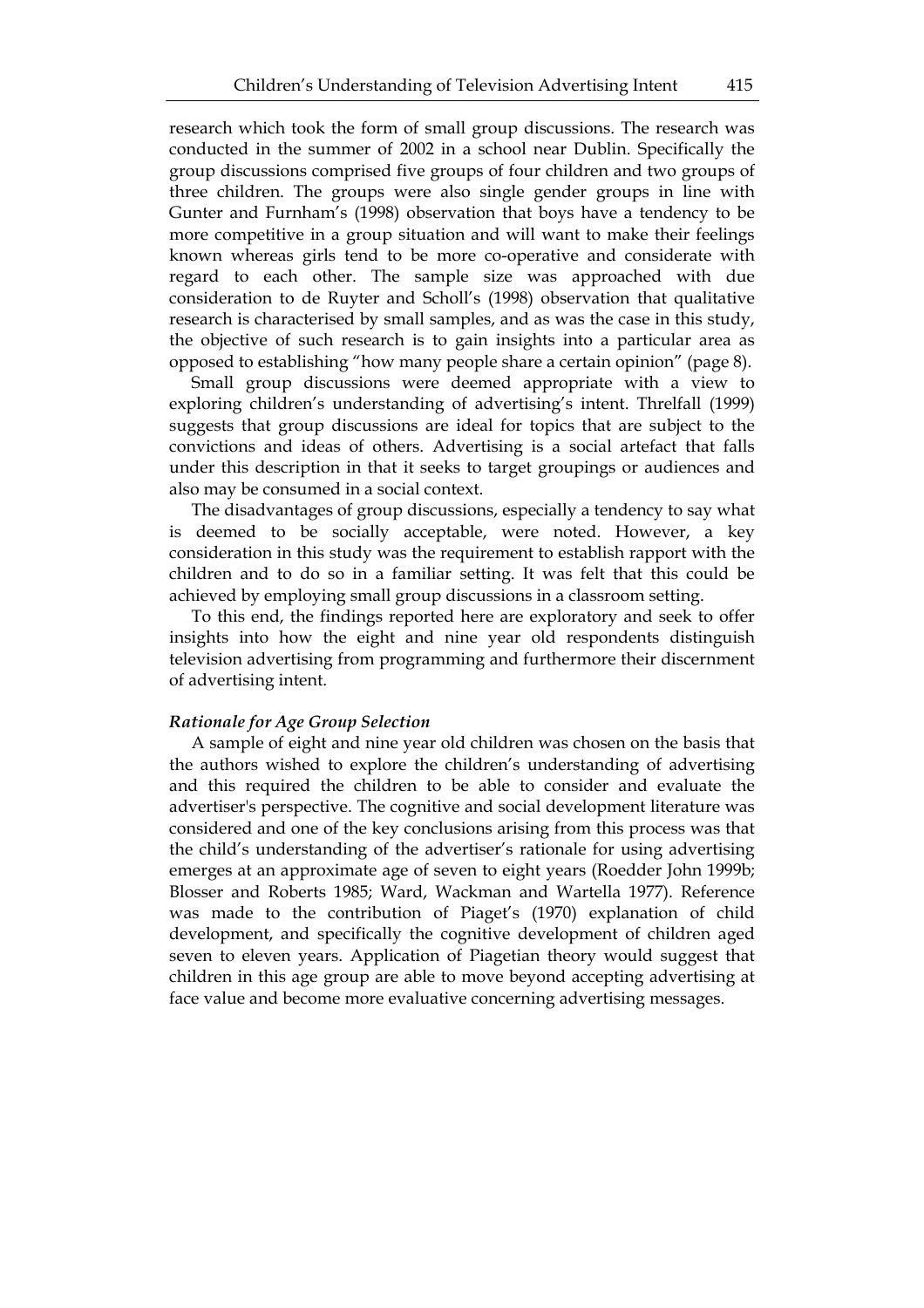research which took the form of small group discussions. The research was conducted in the summer of 2002 in a school near Dublin. Specifically the group discussions comprised five groups of four children and two groups of three children. The groups were also single gender groups in line with Gunter and Furnham's (1998) observation that boys have a tendency to be more competitive in a group situation and will want to make their feelings known whereas girls tend to be more co-operative and considerate with regard to each other. The sample size was approached with due consideration to de Ruyter and Scholl's (1998) observation that qualitative research is characterised by small samples, and as was the case in this study, the objective of such research is to gain insights into a particular area as opposed to establishing "how many people share a certain opinion" (page 8).

Small group discussions were deemed appropriate with a view to exploring children's understanding of advertising's intent. Threlfall (1999) suggests that group discussions are ideal for topics that are subject to the convictions and ideas of others. Advertising is a social artefact that falls under this description in that it seeks to target groupings or audiences and also may be consumed in a social context.

The disadvantages of group discussions, especially a tendency to say what is deemed to be socially acceptable, were noted. However, a key consideration in this study was the requirement to establish rapport with the children and to do so in a familiar setting. It was felt that this could be achieved by employing small group discussions in a classroom setting.

To this end, the findings reported here are exploratory and seek to offer insights into how the eight and nine year old respondents distinguish television advertising from programming and furthermore their discernment of advertising intent.

### *Rationale for Age Group Selection*

A sample of eight and nine year old children was chosen on the basis that the authors wished to explore the children's understanding of advertising and this required the children to be able to consider and evaluate the advertiser's perspective. The cognitive and social development literature was considered and one of the key conclusions arising from this process was that the child's understanding of the advertiser's rationale for using advertising emerges at an approximate age of seven to eight years (Roedder John 1999b; Blosser and Roberts 1985; Ward, Wackman and Wartella 1977). Reference was made to the contribution of Piaget's (1970) explanation of child development, and specifically the cognitive development of children aged seven to eleven years. Application of Piagetian theory would suggest that children in this age group are able to move beyond accepting advertising at face value and become more evaluative concerning advertising messages.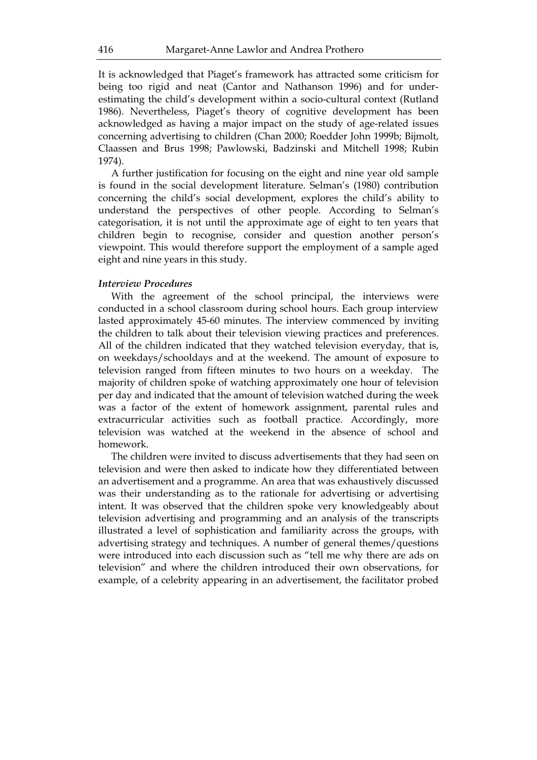It is acknowledged that Piaget's framework has attracted some criticism for being too rigid and neat (Cantor and Nathanson 1996) and for under-estimating the child's development within a socio-cultural context (Rutland 1986). Nevertheless, Piaget's theory of cognitive development has been acknowledged as having a major impact on the study of age-related issues concerning advertising to children (Chan 2000; Roedder John 1999b; Bijmolt, Claassen and Brus 1998; Pawlowski, Badzinski and Mitchell 1998; Rubin 1974).

A further justification for focusing on the eight and nine year old sample is found in the social development literature. Selman's (1980) contribution concerning the child's social development, explores the child's ability to understand the perspectives of other people. According to Selman's categorisation, it is not until the approximate age of eight to ten years that children begin to recognise, consider and question another person's viewpoint. This would therefore support the employment of a sample aged eight and nine years in this study.

### *Interview Procedures*

With the agreement of the school principal, the interviews were conducted in a school classroom during school hours. Each group interview lasted approximately 45-60 minutes. The interview commenced by inviting the children to talk about their television viewing practices and preferences. All of the children indicated that they watched television everyday, that is, on weekdays/schooldays and at the weekend. The amount of exposure to television ranged from fifteen minutes to two hours on a weekday. The majority of children spoke of watching approximately one hour of television per day and indicated that the amount of television watched during the week was a factor of the extent of homework assignment, parental rules and extracurricular activities such as football practice. Accordingly, more television was watched at the weekend in the absence of school and homework.

The children were invited to discuss advertisements that they had seen on television and were then asked to indicate how they differentiated between an advertisement and a programme. An area that was exhaustively discussed was their understanding as to the rationale for advertising or advertising intent. It was observed that the children spoke very knowledgeably about television advertising and programming and an analysis of the transcripts illustrated a level of sophistication and familiarity across the groups, with advertising strategy and techniques. A number of general themes/questions were introduced into each discussion such as "tell me why there are ads on television" and where the children introduced their own observations, for example, of a celebrity appearing in an advertisement, the facilitator probed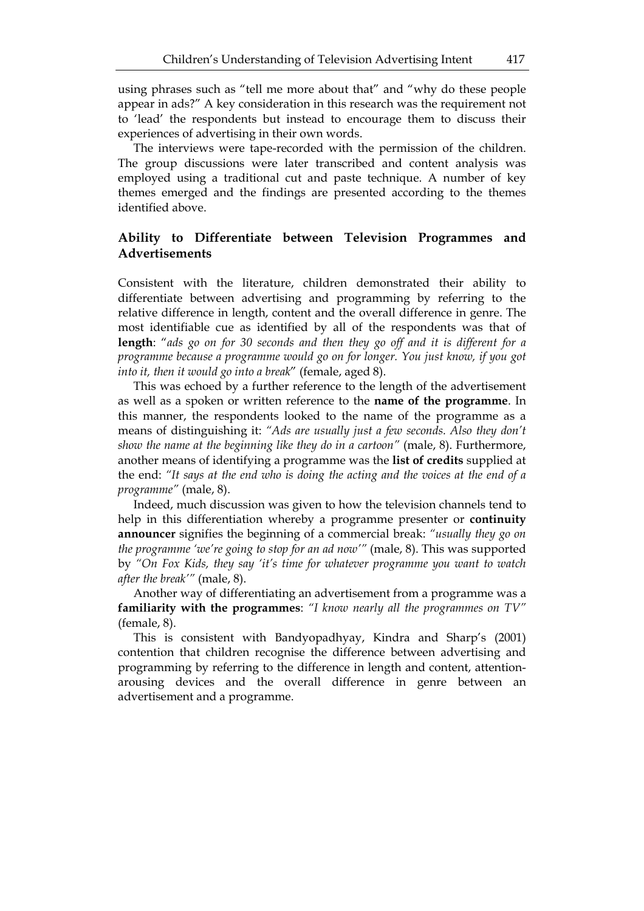using phrases such as "tell me more about that" and "why do these people appear in ads?" A key consideration in this research was the requirement not to 'lead' the respondents but instead to encourage them to discuss their experiences of advertising in their own words.

The interviews were tape-recorded with the permission of the children. The group discussions were later transcribed and content analysis was employed using a traditional cut and paste technique. A number of key themes emerged and the findings are presented according to the themes identified above.

## Ability to Differentiate between Television Programmes and Advertisements

Consistent with the literature, children demonstrated their ability to differentiate between advertising and programming by referring to the relative difference in length, content and the overall difference in genre. The most identifiable cue as identified by all of the respondents was that of **length**: "*ads go on for 30 seconds and then they go off and it is different for a programme because a programme would go on for longer. You just know, if you got into it, then it would go into a break*" (female, aged 8).

This was echoed by a further reference to the length of the advertisement as well as a spoken or written reference to the **name of the programme**. In this manner, the respondents looked to the name of the programme as a means of distinguishing it: *"Ads are usually just a few seconds. Also they don't show the name at the beginning like they do in a cartoon"* (male, 8). Furthermore, another means of identifying a programme was the **list of credits** supplied at the end: *"It says at the end who is doing the acting and the voices at the end of a programme"* (male, 8).

Indeed, much discussion was given to how the television channels tend to help in this differentiation whereby a programme presenter or **continuity announcer** signifies the beginning of a commercial break: *"usually they go on the programme 'we're going to stop for an ad now'"* (male, 8). This was supported by *"On Fox Kids, they say 'it's time for whatever programme you want to watch after the break'"* (male, 8).

Another way of differentiating an advertisement from a programme was a **familiarity with the programmes**: *"I know nearly all the programmes on TV"* (female, 8).

This is consistent with Bandyopadhyay, Kindra and Sharp's (2001) contention that children recognise the difference between advertising and programming by referring to the difference in length and content, attention-arousing devices and the overall difference in genre between an advertisement and a programme.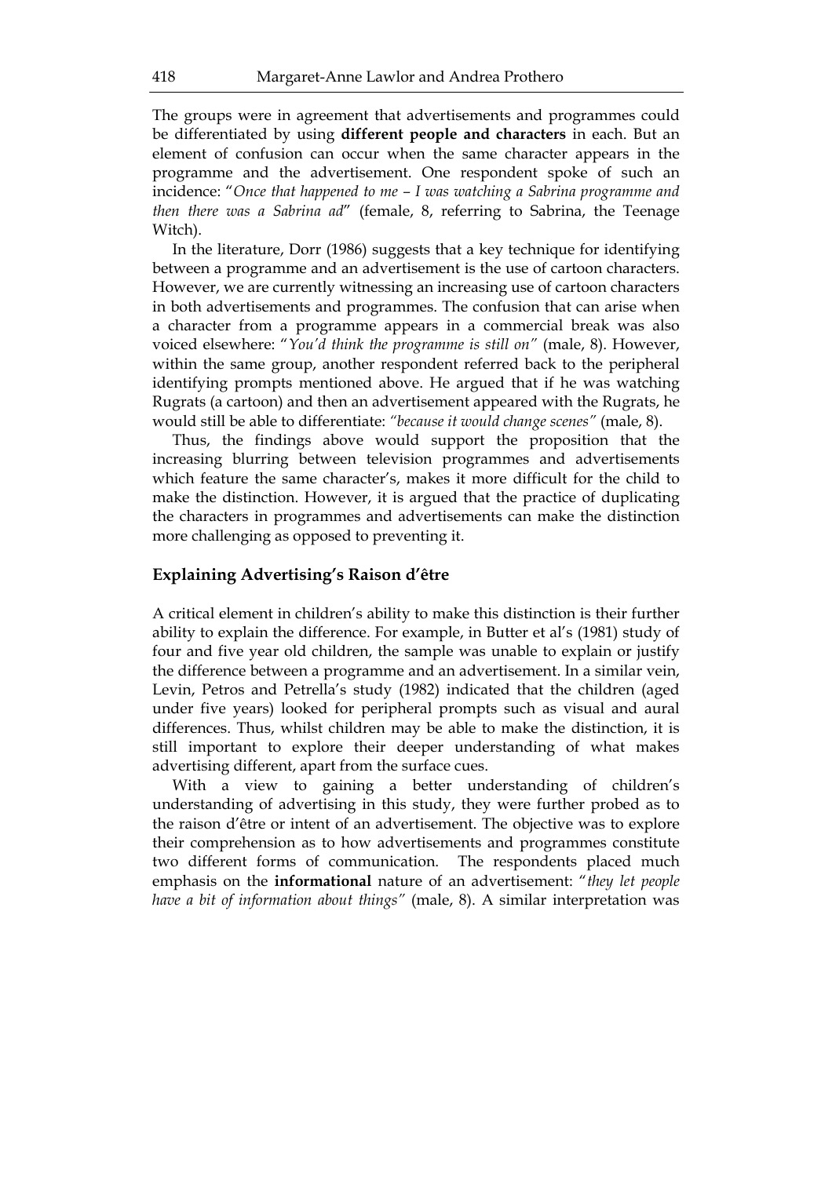The groups were in agreement that advertisements and programmes could be differentiated by using **different people and characters** in each. But an element of confusion can occur when the same character appears in the programme and the advertisement. One respondent spoke of such an incidence: "*Once that happened to me – I was watching a Sabrina programme and then there was a Sabrina ad*" (female, 8, referring to Sabrina, the Teenage Witch).

In the literature, Dorr (1986) suggests that a key technique for identifying between a programme and an advertisement is the use of cartoon characters. However, we are currently witnessing an increasing use of cartoon characters in both advertisements and programmes. The confusion that can arise when a character from a programme appears in a commercial break was also voiced elsewhere: "*You'd think the programme is still on"* (male, 8). However, within the same group, another respondent referred back to the peripheral identifying prompts mentioned above. He argued that if he was watching Rugrats (a cartoon) and then an advertisement appeared with the Rugrats, he would still be able to differentiate: *"because it would change scenes"* (male, 8).

Thus, the findings above would support the proposition that the increasing blurring between television programmes and advertisements which feature the same character's, makes it more difficult for the child to make the distinction. However, it is argued that the practice of duplicating the characters in programmes and advertisements can make the distinction more challenging as opposed to preventing it.

## Explaining Advertising's Raison d'être

A critical element in children's ability to make this distinction is their further ability to explain the difference. For example, in Butter et al's (1981) study of four and five year old children, the sample was unable to explain or justify the difference between a programme and an advertisement. In a similar vein, Levin, Petros and Petrella's study (1982) indicated that the children (aged under five years) looked for peripheral prompts such as visual and aural differences. Thus, whilst children may be able to make the distinction, it is still important to explore their deeper understanding of what makes advertising different, apart from the surface cues.

With a view to gaining a better understanding of children's understanding of advertising in this study, they were further probed as to the raison d'être or intent of an advertisement. The objective was to explore their comprehension as to how advertisements and programmes constitute two different forms of communication. The respondents placed much emphasis on the **informational** nature of an advertisement: "*they let people have a bit of information about things"* (male, 8). A similar interpretation was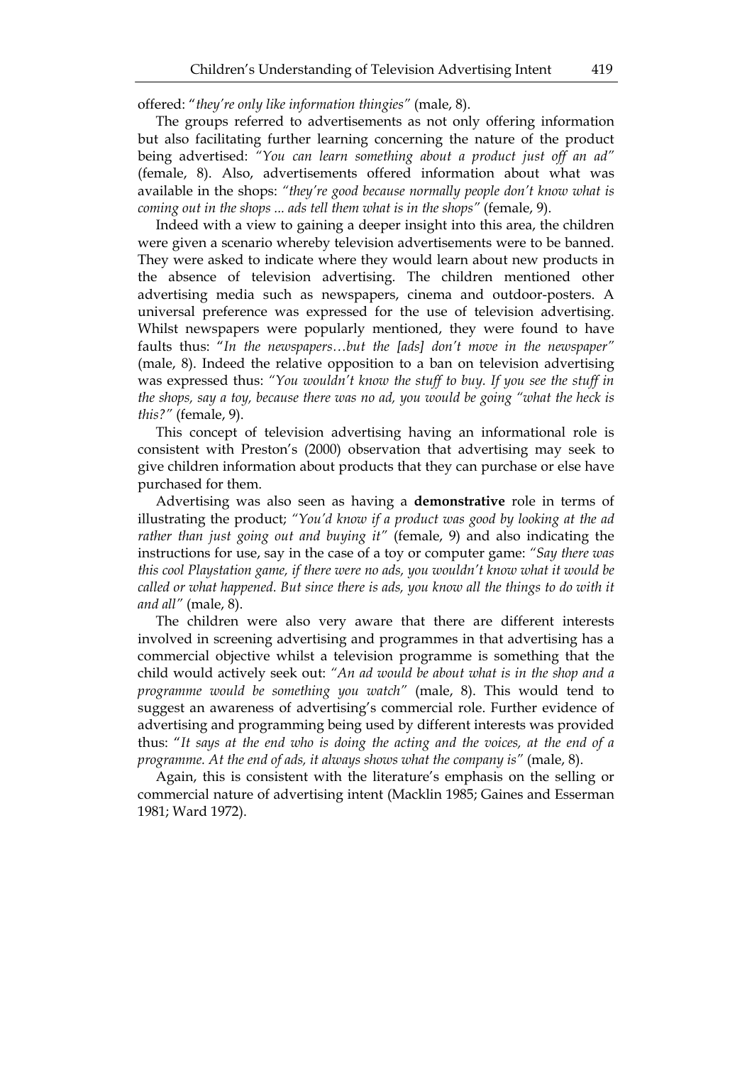offered: "*they're only like information thingies*" (male, 8).

The groups referred to advertisements as not only offering information but also facilitating further learning concerning the nature of the product being advertised: *"You can learn something about a product just off an ad"* (female, 8). Also, advertisements offered information about what was available in the shops: *"they're good because normally people don't know what is coming out in the shops ... ads tell them what is in the shops"* (female, 9).

Indeed with a view to gaining a deeper insight into this area, the children were given a scenario whereby television advertisements were to be banned. They were asked to indicate where they would learn about new products in the absence of television advertising. The children mentioned other advertising media such as newspapers, cinema and outdoor-posters. A universal preference was expressed for the use of television advertising. Whilst newspapers were popularly mentioned, they were found to have faults thus: "*In the newspapers…but the [ads] don't move in the newspaper"* (male, 8). Indeed the relative opposition to a ban on television advertising was expressed thus: *"You wouldn't know the stuff to buy. If you see the stuff in the shops, say a toy, because there was no ad, you would be going "what the heck is this?"* (female, 9).

This concept of television advertising having an informational role is consistent with Preston's (2000) observation that advertising may seek to give children information about products that they can purchase or else have purchased for them.

Advertising was also seen as having a **demonstrative** role in terms of illustrating the product; *"You'd know if a product was good by looking at the ad rather than just going out and buying it"* (female, 9) and also indicating the instructions for use, say in the case of a toy or computer game: *"Say there was this cool Playstation game, if there were no ads, you wouldn't know what it would be called or what happened. But since there is ads, you know all the things to do with it and all"* (male, 8).

The children were also very aware that there are different interests involved in screening advertising and programmes in that advertising has a commercial objective whilst a television programme is something that the child would actively seek out: *"An ad would be about what is in the shop and a programme would be something you watch"* (male, 8). This would tend to suggest an awareness of advertising's commercial role. Further evidence of advertising and programming being used by different interests was provided thus: "*It says at the end who is doing the acting and the voices, at the end of a programme. At the end of ads, it always shows what the company is"* (male, 8).

Again, this is consistent with the literature's emphasis on the selling or commercial nature of advertising intent (Macklin 1985; Gaines and Esserman 1981; Ward 1972).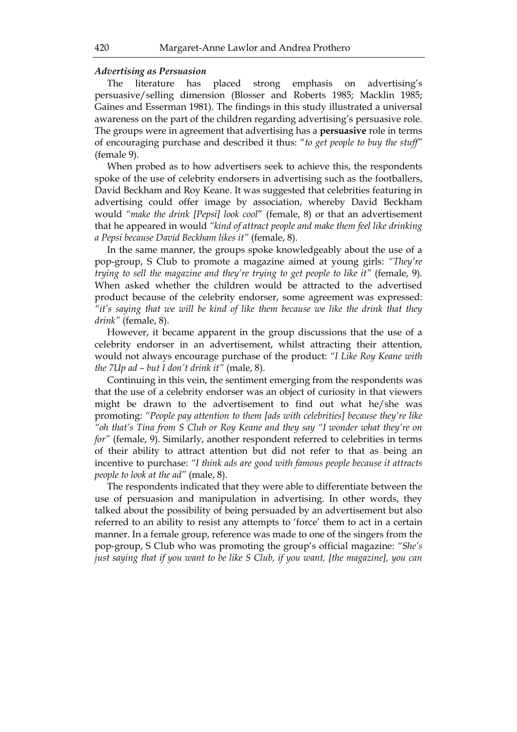### *Advertising as Persuasion*

The literature has placed strong emphasis on advertising's persuasive/selling dimension (Blosser and Roberts 1985; Macklin 1985; Gaines and Esserman 1981). The findings in this study illustrated a universal awareness on the part of the children regarding advertising's persuasive role. The groups were in agreement that advertising has a **persuasive** role in terms of encouraging purchase and described it thus: "*to get people to buy the stuff*" (female 9).

When probed as to how advertisers seek to achieve this, the respondents spoke of the use of celebrity endorsers in advertising such as the footballers, David Beckham and Roy Keane. It was suggested that celebrities featuring in advertising could offer image by association, whereby David Beckham would *"make the drink [Pepsi] look cool*" (female, 8) or that an advertisement that he appeared in would *"kind of attract people and make them feel like drinking a Pepsi because David Beckham likes it"* (female, 8).

In the same manner, the groups spoke knowledgeably about the use of a pop-group, S Club to promote a magazine aimed at young girls: *"They're trying to sell the magazine and they're trying to get people to like it"* (female, 9). When asked whether the children would be attracted to the advertised product because of the celebrity endorser, some agreement was expressed: *"it's saying that we will be kind of like them because we like the drink that they drink"* (female, 8).

However, it became apparent in the group discussions that the use of a celebrity endorser in an advertisement, whilst attracting their attention, would not always encourage purchase of the product: *"I Like Roy Keane with the 7Up ad – but I don't drink it"* (male, 8).

Continuing in this vein, the sentiment emerging from the respondents was that the use of a celebrity endorser was an object of curiosity in that viewers might be drawn to the advertisement to find out what he/she was promoting: *"People pay attention to them [ads with celebrities] because they're like "oh that's Tina from S Club or Roy Keane and they say "I wonder what they're on for"* (female, 9). Similarly, another respondent referred to celebrities in terms of their ability to attract attention but did not refer to that as being an incentive to purchase: *"I think ads are good with famous people because it attracts people to look at the ad"* (male, 8).

The respondents indicated that they were able to differentiate between the use of persuasion and manipulation in advertising. In other words, they talked about the possibility of being persuaded by an advertisement but also referred to an ability to resist any attempts to 'force' them to act in a certain manner. In a female group, reference was made to one of the singers from the pop-group, S Club who was promoting the group's official magazine: *"She's just saying that if you want to be like S Club, if you want, [the magazine], you can*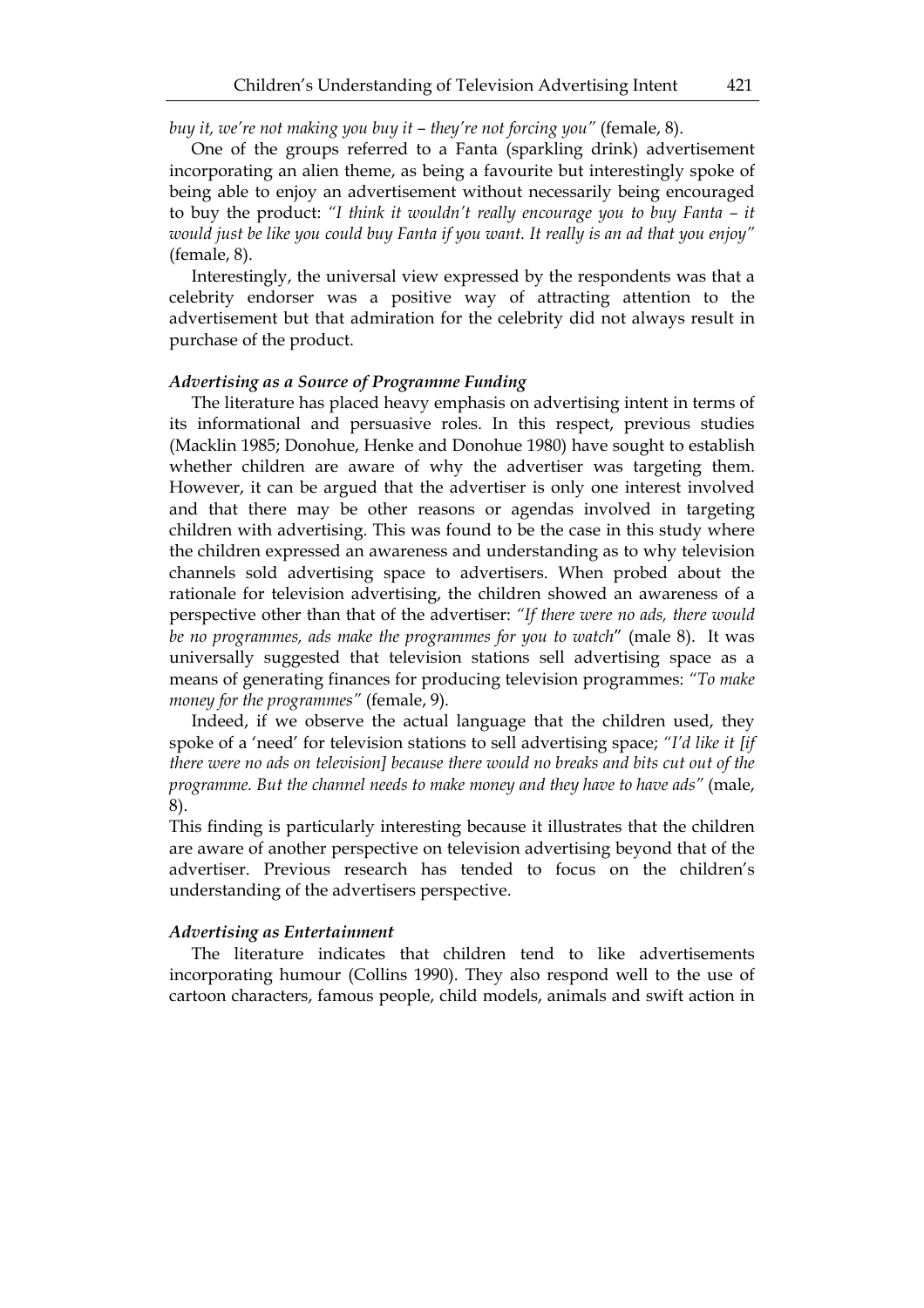*buy it, we're not making you buy it – they're not forcing you"* (female, 8).

One of the groups referred to a Fanta (sparkling drink) advertisement incorporating an alien theme, as being a favourite but interestingly spoke of being able to enjoy an advertisement without necessarily being encouraged to buy the product: *"I think it wouldn't really encourage you to buy Fanta – it would just be like you could buy Fanta if you want. It really is an ad that you enjoy"* (female, 8).

Interestingly, the universal view expressed by the respondents was that a celebrity endorser was a positive way of attracting attention to the advertisement but that admiration for the celebrity did not always result in purchase of the product.

### *Advertising as a Source of Programme Funding*

The literature has placed heavy emphasis on advertising intent in terms of its informational and persuasive roles. In this respect, previous studies (Macklin 1985; Donohue, Henke and Donohue 1980) have sought to establish whether children are aware of why the advertiser was targeting them. However, it can be argued that the advertiser is only one interest involved and that there may be other reasons or agendas involved in targeting children with advertising. This was found to be the case in this study where the children expressed an awareness and understanding as to why television channels sold advertising space to advertisers. When probed about the rationale for television advertising, the children showed an awareness of a perspective other than that of the advertiser: *"If there were no ads, there would be no programmes, ads make the programmes for you to watch*" (male 8). It was universally suggested that television stations sell advertising space as a means of generating finances for producing television programmes: *"To make money for the programmes"* (female, 9).

Indeed, if we observe the actual language that the children used, they spoke of a 'need' for television stations to sell advertising space; *"I'd like it [if there were no ads on television] because there would no breaks and bits cut out of the programme. But the channel needs to make money and they have to have ads"* (male, 8).

This finding is particularly interesting because it illustrates that the children are aware of another perspective on television advertising beyond that of the advertiser. Previous research has tended to focus on the children's understanding of the advertisers perspective.

### *Advertising as Entertainment*

The literature indicates that children tend to like advertisements incorporating humour (Collins 1990). They also respond well to the use of cartoon characters, famous people, child models, animals and swift action in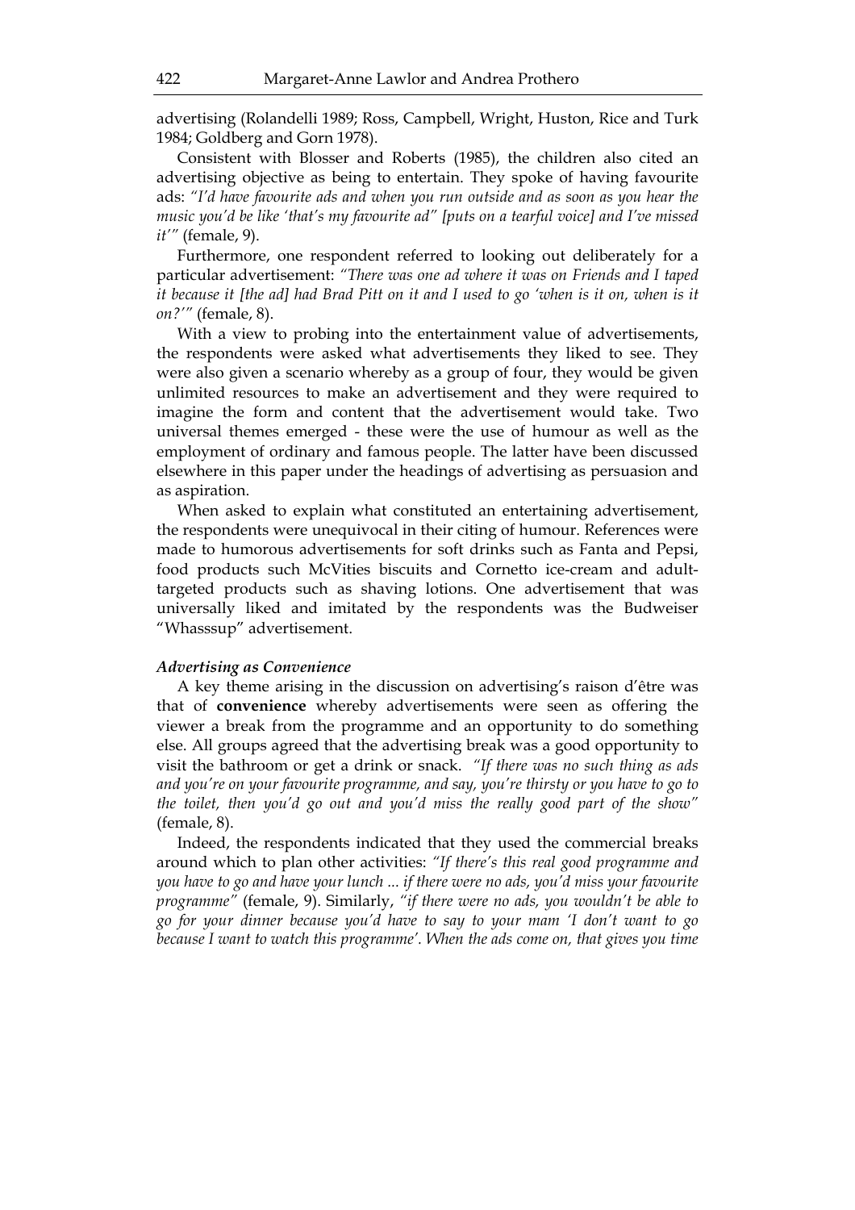advertising (Rolandelli 1989; Ross, Campbell, Wright, Huston, Rice and Turk 1984; Goldberg and Gorn 1978).

Consistent with Blosser and Roberts (1985), the children also cited an advertising objective as being to entertain. They spoke of having favourite ads: *"I'd have favourite ads and when you run outside and as soon as you hear the music you'd be like 'that's my favourite ad" [puts on a tearful voice] and I've missed it'"* (female, 9).

Furthermore, one respondent referred to looking out deliberately for a particular advertisement: *"There was one ad where it was on Friends and I taped it because it [the ad] had Brad Pitt on it and I used to go 'when is it on, when is it on?'"* (female, 8).

With a view to probing into the entertainment value of advertisements, the respondents were asked what advertisements they liked to see. They were also given a scenario whereby as a group of four, they would be given unlimited resources to make an advertisement and they were required to imagine the form and content that the advertisement would take. Two universal themes emerged - these were the use of humour as well as the employment of ordinary and famous people. The latter have been discussed elsewhere in this paper under the headings of advertising as persuasion and as aspiration.

When asked to explain what constituted an entertaining advertisement, the respondents were unequivocal in their citing of humour. References were made to humorous advertisements for soft drinks such as Fanta and Pepsi, food products such McVities biscuits and Cornetto ice-cream and adult-targeted products such as shaving lotions. One advertisement that was universally liked and imitated by the respondents was the Budweiser "Whasssup" advertisement.

***Advertising as Convenience***

A key theme arising in the discussion on advertising's raison d'être was that of **convenience** whereby advertisements were seen as offering the viewer a break from the programme and an opportunity to do something else. All groups agreed that the advertising break was a good opportunity to visit the bathroom or get a drink or snack. *"If there was no such thing as ads and you're on your favourite programme, and say, you're thirsty or you have to go to the toilet, then you'd go out and you'd miss the really good part of the show"* (female, 8).

Indeed, the respondents indicated that they used the commercial breaks around which to plan other activities: *"If there's this real good programme and you have to go and have your lunch ... if there were no ads, you'd miss your favourite programme"* (female, 9). Similarly, *"if there were no ads, you wouldn't be able to go for your dinner because you'd have to say to your mam 'I don't want to go because I want to watch this programme'. When the ads come on, that gives you time*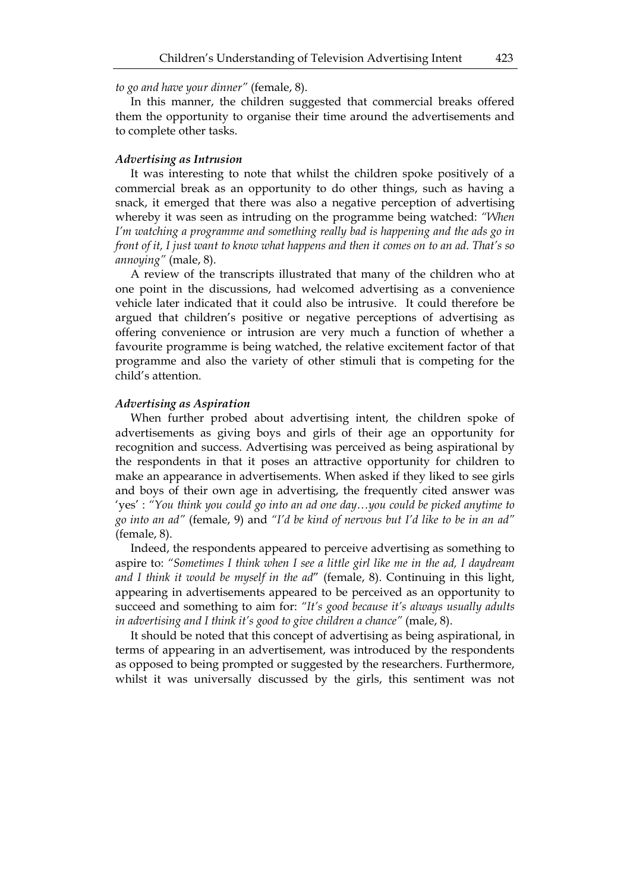*to go and have your dinner"* (female, 8).

In this manner, the children suggested that commercial breaks offered them the opportunity to organise their time around the advertisements and to complete other tasks.

***Advertising as Intrusion***

It was interesting to note that whilst the children spoke positively of a commercial break as an opportunity to do other things, such as having a snack, it emerged that there was also a negative perception of advertising whereby it was seen as intruding on the programme being watched: *"When I'm watching a programme and something really bad is happening and the ads go in front of it, I just want to know what happens and then it comes on to an ad. That's so annoying"* (male, 8).

A review of the transcripts illustrated that many of the children who at one point in the discussions, had welcomed advertising as a convenience vehicle later indicated that it could also be intrusive. It could therefore be argued that children's positive or negative perceptions of advertising as offering convenience or intrusion are very much a function of whether a favourite programme is being watched, the relative excitement factor of that programme and also the variety of other stimuli that is competing for the child's attention.

***Advertising as Aspiration***

When further probed about advertising intent, the children spoke of advertisements as giving boys and girls of their age an opportunity for recognition and success. Advertising was perceived as being aspirational by the respondents in that it poses an attractive opportunity for children to make an appearance in advertisements. When asked if they liked to see girls and boys of their own age in advertising, the frequently cited answer was 'yes' : *"You think you could go into an ad one day…you could be picked anytime to go into an ad"* (female, 9) and *"I'd be kind of nervous but I'd like to be in an ad"* (female, 8).

Indeed, the respondents appeared to perceive advertising as something to aspire to: *"Sometimes I think when I see a little girl like me in the ad, I daydream and I think it would be myself in the ad*" (female, 8). Continuing in this light, appearing in advertisements appeared to be perceived as an opportunity to succeed and something to aim for: *"It's good because it's always usually adults in advertising and I think it's good to give children a chance"* (male, 8).

It should be noted that this concept of advertising as being aspirational, in terms of appearing in an advertisement, was introduced by the respondents as opposed to being prompted or suggested by the researchers. Furthermore, whilst it was universally discussed by the girls, this sentiment was not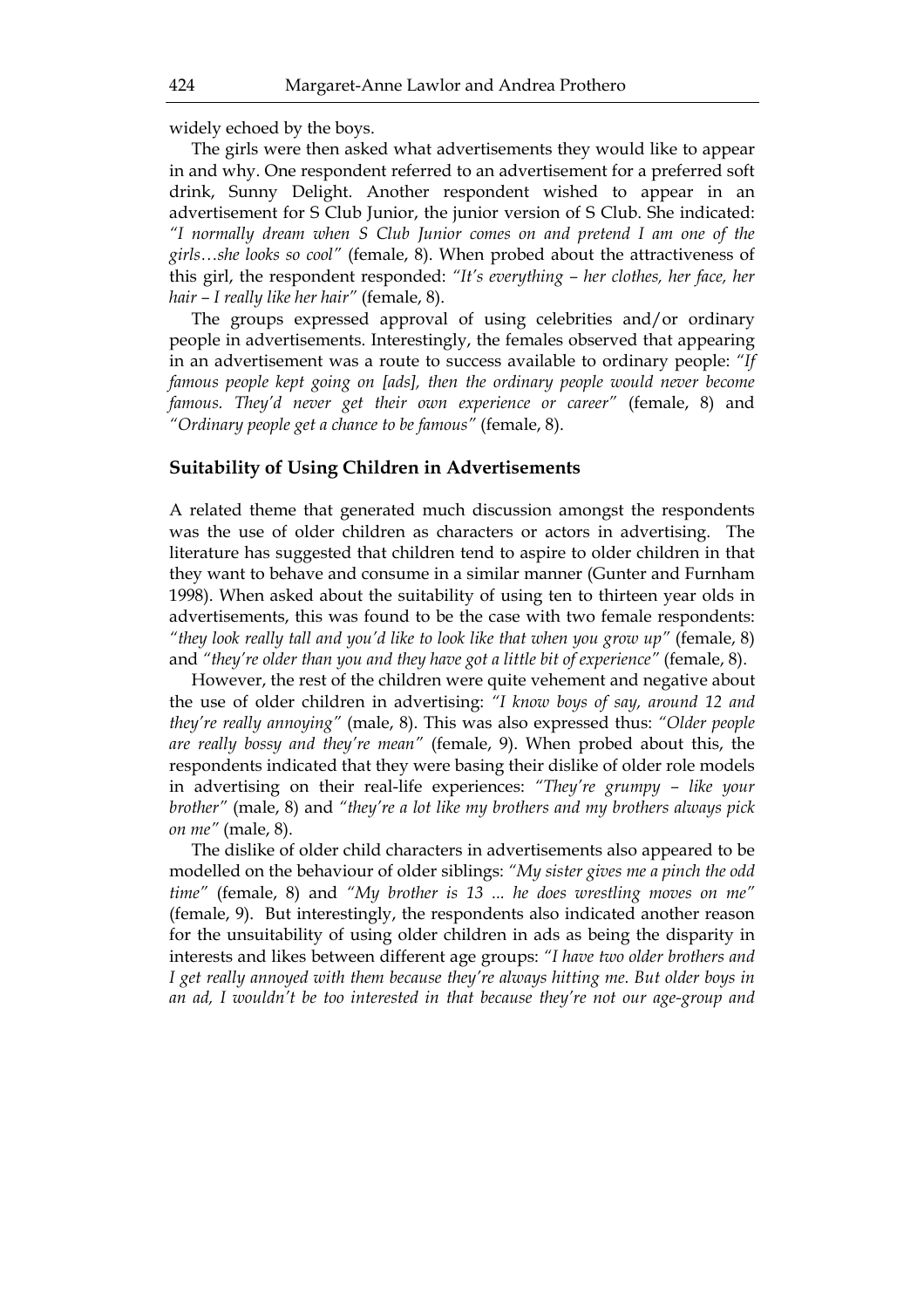widely echoed by the boys.

The girls were then asked what advertisements they would like to appear in and why. One respondent referred to an advertisement for a preferred soft drink, Sunny Delight. Another respondent wished to appear in an advertisement for S Club Junior, the junior version of S Club. She indicated: *"I normally dream when S Club Junior comes on and pretend I am one of the girls…she looks so cool"* (female, 8). When probed about the attractiveness of this girl, the respondent responded: *"It's everything – her clothes, her face, her hair – I really like her hair"* (female, 8).

The groups expressed approval of using celebrities and/or ordinary people in advertisements. Interestingly, the females observed that appearing in an advertisement was a route to success available to ordinary people: *"If famous people kept going on [ads], then the ordinary people would never become famous. They'd never get their own experience or career"* (female, 8) and *"Ordinary people get a chance to be famous"* (female, 8).

### Suitability of Using Children in Advertisements

A related theme that generated much discussion amongst the respondents was the use of older children as characters or actors in advertising. The literature has suggested that children tend to aspire to older children in that they want to behave and consume in a similar manner (Gunter and Furnham 1998). When asked about the suitability of using ten to thirteen year olds in advertisements, this was found to be the case with two female respondents: *"they look really tall and you'd like to look like that when you grow up"* (female, 8) and *"they're older than you and they have got a little bit of experience"* (female, 8).

However, the rest of the children were quite vehement and negative about the use of older children in advertising: *"I know boys of say, around 12 and they're really annoying"* (male, 8). This was also expressed thus: *"Older people are really bossy and they're mean"* (female, 9). When probed about this, the respondents indicated that they were basing their dislike of older role models in advertising on their real-life experiences: *"They're grumpy – like your brother"* (male, 8) and *"they're a lot like my brothers and my brothers always pick on me"* (male, 8).

The dislike of older child characters in advertisements also appeared to be modelled on the behaviour of older siblings: *"My sister gives me a pinch the odd time"* (female, 8) and *"My brother is 13 ... he does wrestling moves on me"* (female, 9). But interestingly, the respondents also indicated another reason for the unsuitability of using older children in ads as being the disparity in interests and likes between different age groups: *"I have two older brothers and I get really annoyed with them because they're always hitting me. But older boys in an ad, I wouldn't be too interested in that because they're not our age-group and*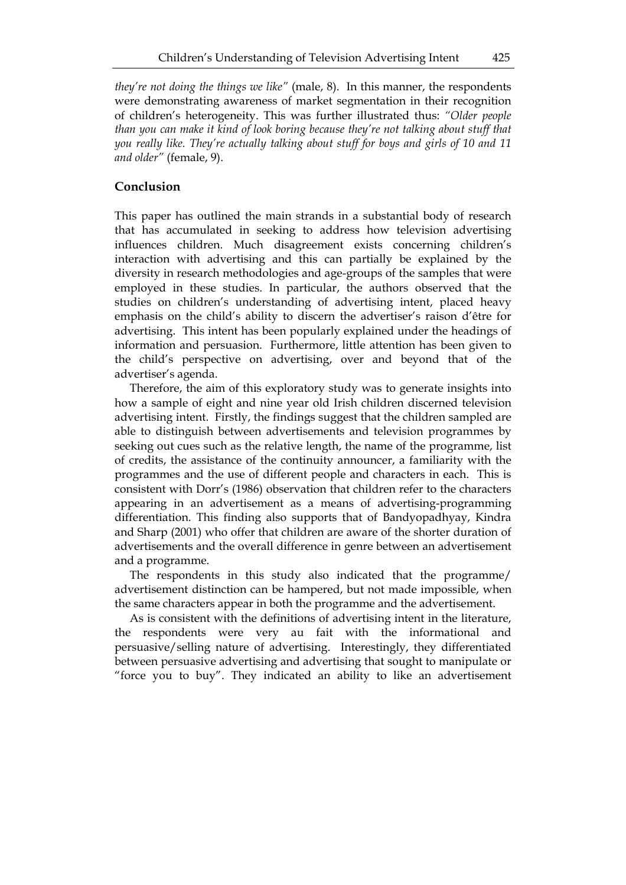*they're not doing the things we like"* (male, 8). In this manner, the respondents were demonstrating awareness of market segmentation in their recognition of children's heterogeneity. This was further illustrated thus: *"Older people than you can make it kind of look boring because they're not talking about stuff that you really like. They're actually talking about stuff for boys and girls of 10 and 11 and older"* (female, 9).

## Conclusion

This paper has outlined the main strands in a substantial body of research that has accumulated in seeking to address how television advertising influences children. Much disagreement exists concerning children's interaction with advertising and this can partially be explained by the diversity in research methodologies and age-groups of the samples that were employed in these studies. In particular, the authors observed that the studies on children's understanding of advertising intent, placed heavy emphasis on the child's ability to discern the advertiser's raison d'être for advertising. This intent has been popularly explained under the headings of information and persuasion. Furthermore, little attention has been given to the child's perspective on advertising, over and beyond that of the advertiser's agenda.

Therefore, the aim of this exploratory study was to generate insights into how a sample of eight and nine year old Irish children discerned television advertising intent. Firstly, the findings suggest that the children sampled are able to distinguish between advertisements and television programmes by seeking out cues such as the relative length, the name of the programme, list of credits, the assistance of the continuity announcer, a familiarity with the programmes and the use of different people and characters in each. This is consistent with Dorr's (1986) observation that children refer to the characters appearing in an advertisement as a means of advertising-programming differentiation. This finding also supports that of Bandyopadhyay, Kindra and Sharp (2001) who offer that children are aware of the shorter duration of advertisements and the overall difference in genre between an advertisement and a programme.

The respondents in this study also indicated that the programme/ advertisement distinction can be hampered, but not made impossible, when the same characters appear in both the programme and the advertisement.

As is consistent with the definitions of advertising intent in the literature, the respondents were very au fait with the informational and persuasive/selling nature of advertising. Interestingly, they differentiated between persuasive advertising and advertising that sought to manipulate or "force you to buy". They indicated an ability to like an advertisement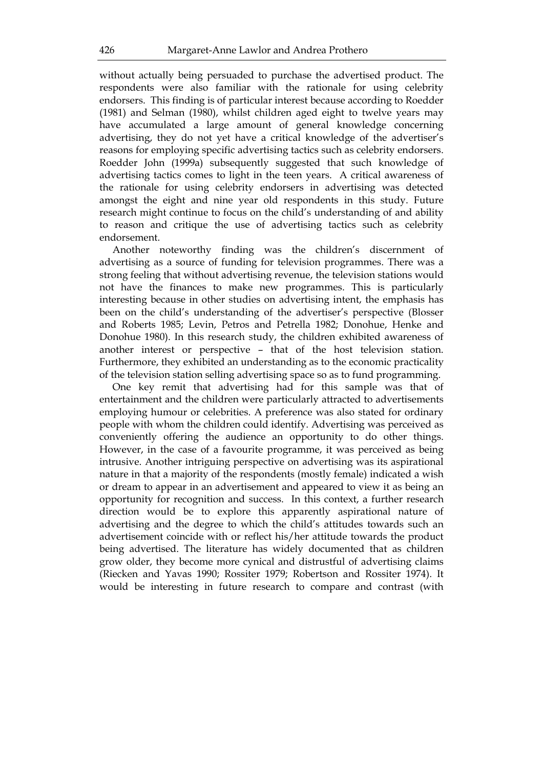without actually being persuaded to purchase the advertised product. The respondents were also familiar with the rationale for using celebrity endorsers. This finding is of particular interest because according to Roedder (1981) and Selman (1980), whilst children aged eight to twelve years may have accumulated a large amount of general knowledge concerning advertising, they do not yet have a critical knowledge of the advertiser's reasons for employing specific advertising tactics such as celebrity endorsers. Roedder John (1999a) subsequently suggested that such knowledge of advertising tactics comes to light in the teen years. A critical awareness of the rationale for using celebrity endorsers in advertising was detected amongst the eight and nine year old respondents in this study. Future research might continue to focus on the child's understanding of and ability to reason and critique the use of advertising tactics such as celebrity endorsement.

Another noteworthy finding was the children's discernment of advertising as a source of funding for television programmes. There was a strong feeling that without advertising revenue, the television stations would not have the finances to make new programmes. This is particularly interesting because in other studies on advertising intent, the emphasis has been on the child's understanding of the advertiser's perspective (Blosser and Roberts 1985; Levin, Petros and Petrella 1982; Donohue, Henke and Donohue 1980). In this research study, the children exhibited awareness of another interest or perspective – that of the host television station. Furthermore, they exhibited an understanding as to the economic practicality of the television station selling advertising space so as to fund programming.

One key remit that advertising had for this sample was that of entertainment and the children were particularly attracted to advertisements employing humour or celebrities. A preference was also stated for ordinary people with whom the children could identify. Advertising was perceived as conveniently offering the audience an opportunity to do other things. However, in the case of a favourite programme, it was perceived as being intrusive. Another intriguing perspective on advertising was its aspirational nature in that a majority of the respondents (mostly female) indicated a wish or dream to appear in an advertisement and appeared to view it as being an opportunity for recognition and success. In this context, a further research direction would be to explore this apparently aspirational nature of advertising and the degree to which the child's attitudes towards such an advertisement coincide with or reflect his/her attitude towards the product being advertised. The literature has widely documented that as children grow older, they become more cynical and distrustful of advertising claims (Riecken and Yavas 1990; Rossiter 1979; Robertson and Rossiter 1974). It would be interesting in future research to compare and contrast (with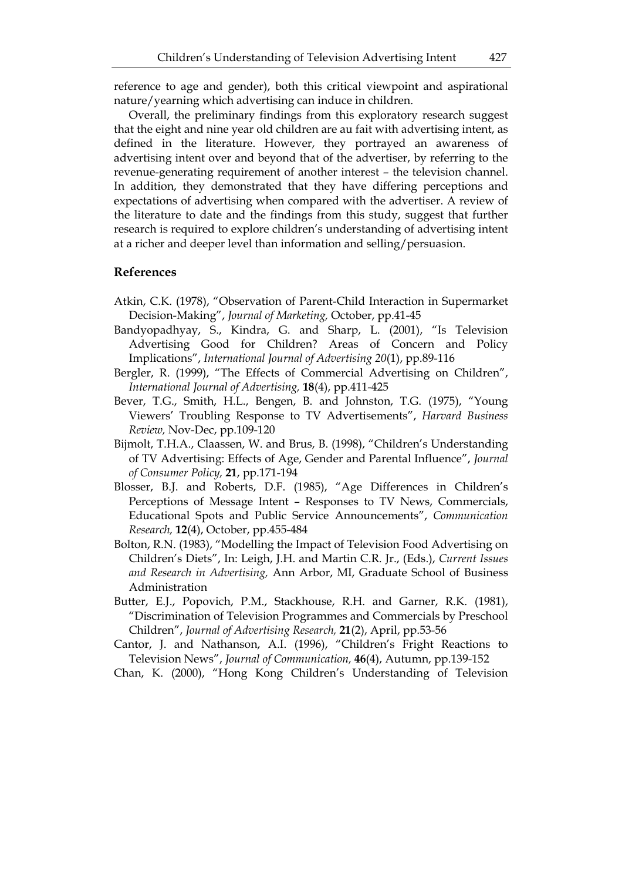reference to age and gender), both this critical viewpoint and aspirational nature/yearning which advertising can induce in children.

Overall, the preliminary findings from this exploratory research suggest that the eight and nine year old children are au fait with advertising intent, as defined in the literature. However, they portrayed an awareness of advertising intent over and beyond that of the advertiser, by referring to the revenue-generating requirement of another interest – the television channel. In addition, they demonstrated that they have differing perceptions and expectations of advertising when compared with the advertiser. A review of the literature to date and the findings from this study, suggest that further research is required to explore children's understanding of advertising intent at a richer and deeper level than information and selling/persuasion.

## References

Atkin, C.K. (1978), "Observation of Parent-Child Interaction in Supermarket Decision-Making", *Journal of Marketing,* October, pp.41-45

Bandyopadhyay, S., Kindra, G. and Sharp, L. (2001), "Is Television Advertising Good for Children? Areas of Concern and Policy Implications", *International Journal of Advertising 20*(1), pp.89-116

Bergler, R. (1999), "The Effects of Commercial Advertising on Children", *International Journal of Advertising,* **18**(4), pp.411-425

Bever, T.G., Smith, H.L., Bengen, B. and Johnston, T.G. (1975), "Young Viewers' Troubling Response to TV Advertisements", *Harvard Business Review,* Nov-Dec, pp.109-120

Bijmolt, T.H.A., Claassen, W. and Brus, B. (1998), "Children's Understanding of TV Advertising: Effects of Age, Gender and Parental Influence", *Journal of Consumer Policy,* **21**, pp.171-194

Blosser, B.J. and Roberts, D.F. (1985), "Age Differences in Children's Perceptions of Message Intent – Responses to TV News, Commercials, Educational Spots and Public Service Announcements", *Communication Research,* **12**(4), October, pp.455-484

Bolton, R.N. (1983), "Modelling the Impact of Television Food Advertising on Children's Diets", In: Leigh, J.H. and Martin C.R. Jr., (Eds.), *Current Issues and Research in Advertising,* Ann Arbor, MI, Graduate School of Business Administration

Butter, E.J., Popovich, P.M., Stackhouse, R.H. and Garner, R.K. (1981), "Discrimination of Television Programmes and Commercials by Preschool Children", *Journal of Advertising Research,* **21**(2), April, pp.53-56

Cantor, J. and Nathanson, A.I. (1996), "Children's Fright Reactions to Television News", *Journal of Communication,* **46**(4), Autumn, pp.139-152

Chan, K. (2000), "Hong Kong Children's Understanding of Television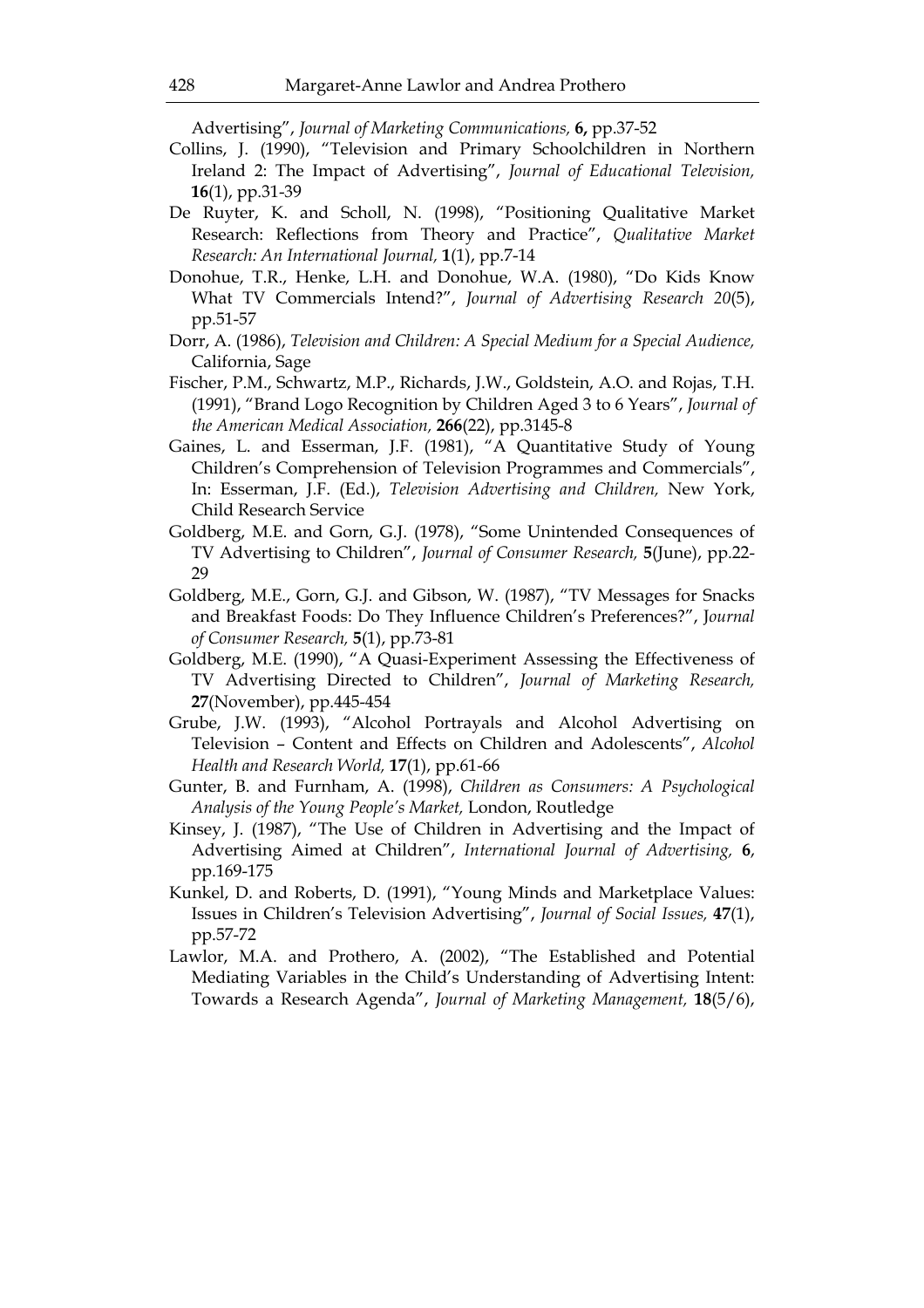Advertising", *Journal of Marketing Communications,* **6,** pp.37-52

Collins, J. (1990), "Television and Primary Schoolchildren in Northern Ireland 2: The Impact of Advertising", *Journal of Educational Television,* **16**(1), pp.31-39

De Ruyter, K. and Scholl, N. (1998), "Positioning Qualitative Market Research: Reflections from Theory and Practice", *Qualitative Market Research: An International Journal,* **1**(1), pp.7-14

Donohue, T.R., Henke, L.H. and Donohue, W.A. (1980), "Do Kids Know What TV Commercials Intend?", *Journal of Advertising Research 20*(5), pp.51-57

Dorr, A. (1986), *Television and Children: A Special Medium for a Special Audience,* California, Sage

Fischer, P.M., Schwartz, M.P., Richards, J.W., Goldstein, A.O. and Rojas, T.H. (1991), "Brand Logo Recognition by Children Aged 3 to 6 Years", *Journal of the American Medical Association,* **266**(22), pp.3145-8

Gaines, L. and Esserman, J.F. (1981), "A Quantitative Study of Young Children's Comprehension of Television Programmes and Commercials", In: Esserman, J.F. (Ed.), *Television Advertising and Children,* New York, Child Research Service

Goldberg, M.E. and Gorn, G.J. (1978), "Some Unintended Consequences of TV Advertising to Children", *Journal of Consumer Research,* **5**(June), pp.22-29

Goldberg, M.E., Gorn, G.J. and Gibson, W. (1987), "TV Messages for Snacks and Breakfast Foods: Do They Influence Children's Preferences?", *Journal of Consumer Research,* **5**(1), pp.73-81

Goldberg, M.E. (1990), "A Quasi-Experiment Assessing the Effectiveness of TV Advertising Directed to Children", *Journal of Marketing Research,* **27**(November), pp.445-454

Grube, J.W. (1993), "Alcohol Portrayals and Alcohol Advertising on Television – Content and Effects on Children and Adolescents", *Alcohol Health and Research World,* **17**(1), pp.61-66

Gunter, B. and Furnham, A. (1998), *Children as Consumers: A Psychological Analysis of the Young People's Market,* London, Routledge

Kinsey, J. (1987), "The Use of Children in Advertising and the Impact of Advertising Aimed at Children", *International Journal of Advertising,* **6**, pp.169-175

Kunkel, D. and Roberts, D. (1991), "Young Minds and Marketplace Values: Issues in Children's Television Advertising", *Journal of Social Issues,* **47**(1), pp.57-72

Lawlor, M.A. and Prothero, A. (2002), "The Established and Potential Mediating Variables in the Child's Understanding of Advertising Intent: Towards a Research Agenda", *Journal of Marketing Management,* **18**(5/6),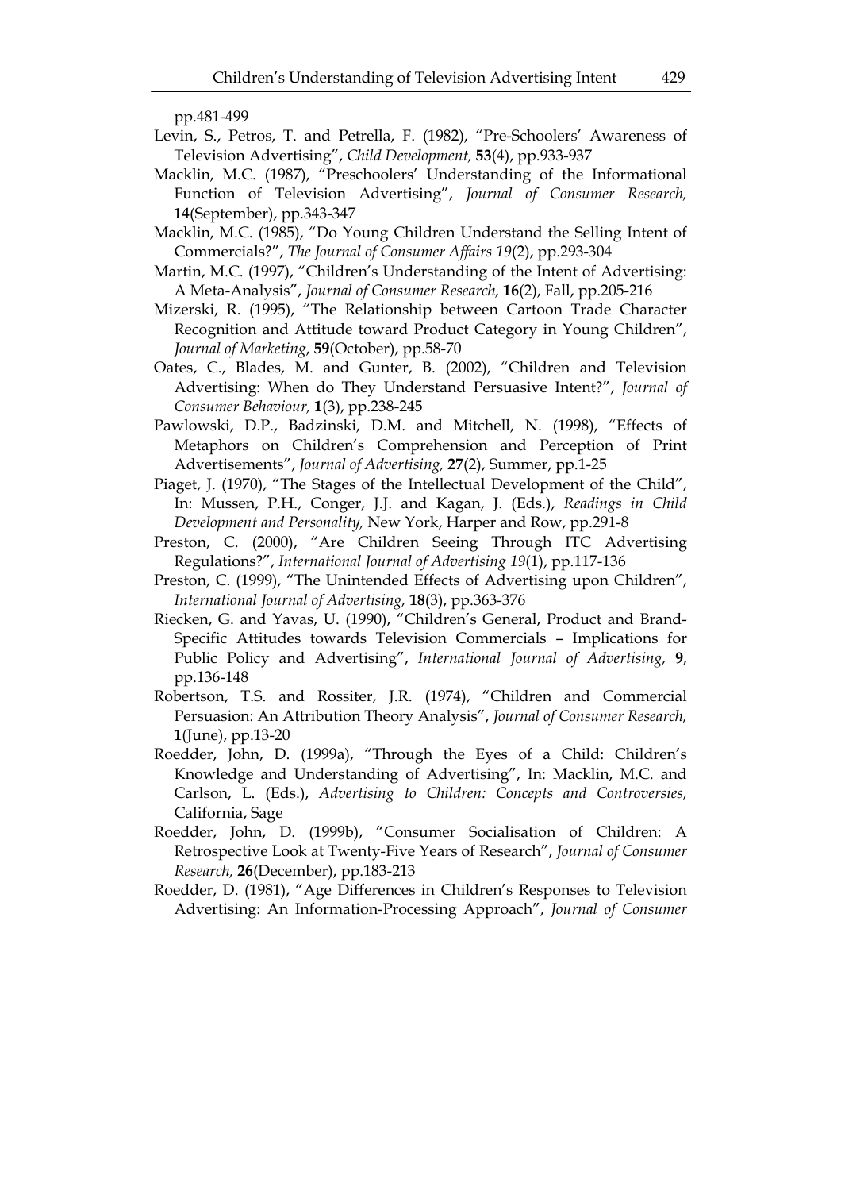pp.481-499

Levin, S., Petros, T. and Petrella, F. (1982), "Pre-Schoolers' Awareness of Television Advertising", *Child Development,* **53**(4), pp.933-937

Macklin, M.C. (1987), "Preschoolers' Understanding of the Informational Function of Television Advertising", *Journal of Consumer Research,* **14**(September), pp.343-347

Macklin, M.C. (1985), "Do Young Children Understand the Selling Intent of Commercials?", *The Journal of Consumer Affairs 19*(2), pp.293-304

Martin, M.C. (1997), "Children's Understanding of the Intent of Advertising: A Meta-Analysis", *Journal of Consumer Research,* **16**(2), Fall, pp.205-216

Mizerski, R. (1995), "The Relationship between Cartoon Trade Character Recognition and Attitude toward Product Category in Young Children", *Journal of Marketing*, **59**(October), pp.58-70

Oates, C., Blades, M. and Gunter, B. (2002), "Children and Television Advertising: When do They Understand Persuasive Intent?", *Journal of Consumer Behaviour,* **1**(3), pp.238-245

Pawlowski, D.P., Badzinski, D.M. and Mitchell, N. (1998), "Effects of Metaphors on Children's Comprehension and Perception of Print Advertisements", *Journal of Advertising,* **27**(2), Summer, pp.1-25

Piaget, J. (1970), "The Stages of the Intellectual Development of the Child", In: Mussen, P.H., Conger, J.J. and Kagan, J. (Eds.), *Readings in Child Development and Personality,* New York, Harper and Row, pp.291-8

Preston, C. (2000), "Are Children Seeing Through ITC Advertising Regulations?", *International Journal of Advertising 19*(1), pp.117-136

Preston, C. (1999), "The Unintended Effects of Advertising upon Children", *International Journal of Advertising,* **18**(3), pp.363-376

Riecken, G. and Yavas, U. (1990), "Children's General, Product and Brand-Specific Attitudes towards Television Commercials – Implications for Public Policy and Advertising", *International Journal of Advertising,* **9**, pp.136-148

Robertson, T.S. and Rossiter, J.R. (1974), "Children and Commercial Persuasion: An Attribution Theory Analysis", *Journal of Consumer Research,* **1**(June), pp.13-20

Roedder, John, D. (1999a), "Through the Eyes of a Child: Children's Knowledge and Understanding of Advertising", In: Macklin, M.C. and Carlson, L. (Eds.), *Advertising to Children: Concepts and Controversies,* California, Sage

Roedder, John, D. (1999b), "Consumer Socialisation of Children: A Retrospective Look at Twenty-Five Years of Research", *Journal of Consumer Research,* **26**(December), pp.183-213

Roedder, D. (1981), "Age Differences in Children's Responses to Television Advertising: An Information-Processing Approach", *Journal of Consumer*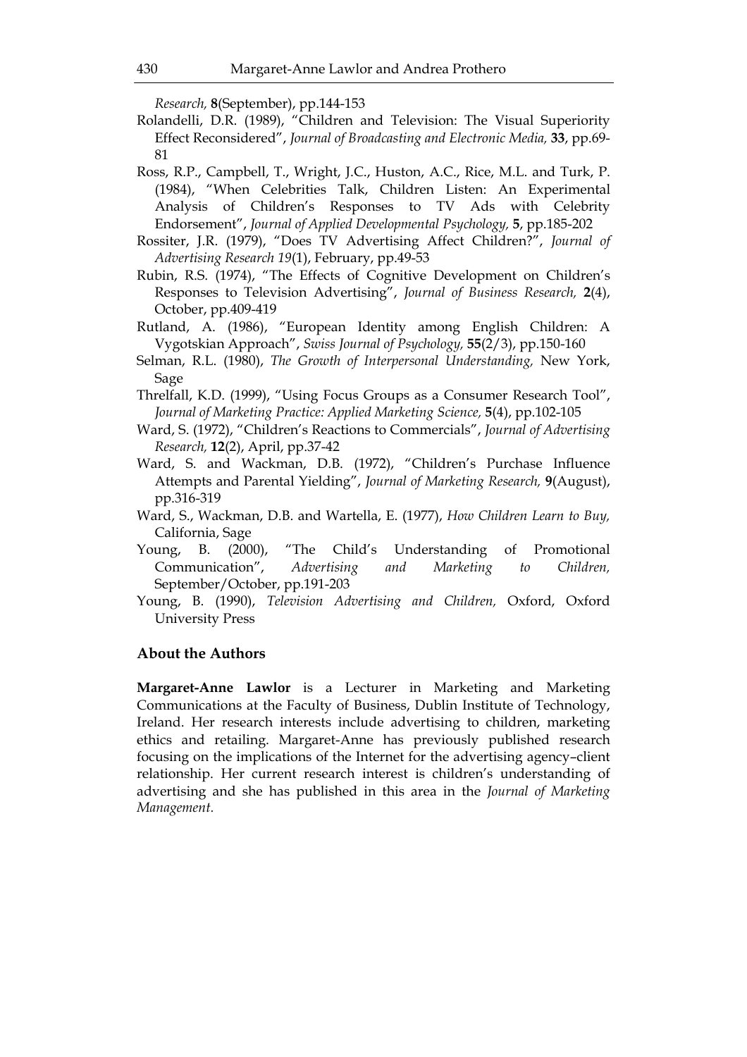*Research,* **8**(September), pp.144-153

Rolandelli, D.R. (1989), "Children and Television: The Visual Superiority Effect Reconsidered", *Journal of Broadcasting and Electronic Media,* **33**, pp.69-81

Ross, R.P., Campbell, T., Wright, J.C., Huston, A.C., Rice, M.L. and Turk, P. (1984), "When Celebrities Talk, Children Listen: An Experimental Analysis of Children's Responses to TV Ads with Celebrity Endorsement", *Journal of Applied Developmental Psychology,* **5**, pp.185-202

Rossiter, J.R. (1979), "Does TV Advertising Affect Children?", *Journal of Advertising Research 19*(1), February, pp.49-53

Rubin, R.S. (1974), "The Effects of Cognitive Development on Children's Responses to Television Advertising", *Journal of Business Research,* **2**(4), October, pp.409-419

Rutland, A. (1986), "European Identity among English Children: A Vygotskian Approach", *Swiss Journal of Psychology,* **55**(2/3), pp.150-160

Selman, R.L. (1980), *The Growth of Interpersonal Understanding,* New York, Sage

Threlfall, K.D. (1999), "Using Focus Groups as a Consumer Research Tool", *Journal of Marketing Practice: Applied Marketing Science,* **5**(4), pp.102-105

Ward, S. (1972), "Children's Reactions to Commercials", *Journal of Advertising Research,* **12**(2), April, pp.37-42

Ward, S. and Wackman, D.B. (1972), "Children's Purchase Influence Attempts and Parental Yielding", *Journal of Marketing Research,* **9**(August), pp.316-319

Ward, S., Wackman, D.B. and Wartella, E. (1977), *How Children Learn to Buy,* California, Sage

Young, B. (2000), "The Child's Understanding of Promotional Communication", *Advertising and Marketing to Children,* September/October, pp.191-203

Young, B. (1990), *Television Advertising and Children,* Oxford, Oxford University Press

## About the Authors

**Margaret-Anne Lawlor** is a Lecturer in Marketing and Marketing Communications at the Faculty of Business, Dublin Institute of Technology, Ireland. Her research interests include advertising to children, marketing ethics and retailing. Margaret-Anne has previously published research focusing on the implications of the Internet for the advertising agency–client relationship. Her current research interest is children's understanding of advertising and she has published in this area in the *Journal of Marketing Management.*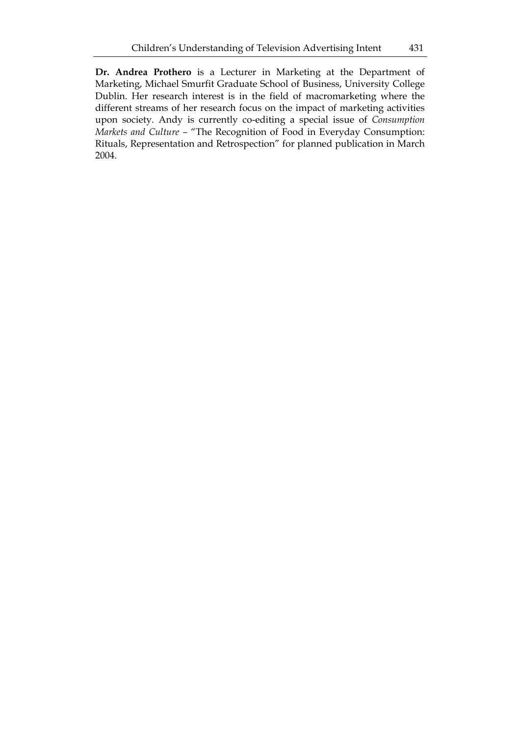**Dr. Andrea Prothero** is a Lecturer in Marketing at the Department of Marketing, Michael Smurfit Graduate School of Business, University College Dublin. Her research interest is in the field of macromarketing where the different streams of her research focus on the impact of marketing activities upon society. Andy is currently co-editing a special issue of *Consumption Markets and Culture* – "The Recognition of Food in Everyday Consumption: Rituals, Representation and Retrospection" for planned publication in March 2004.